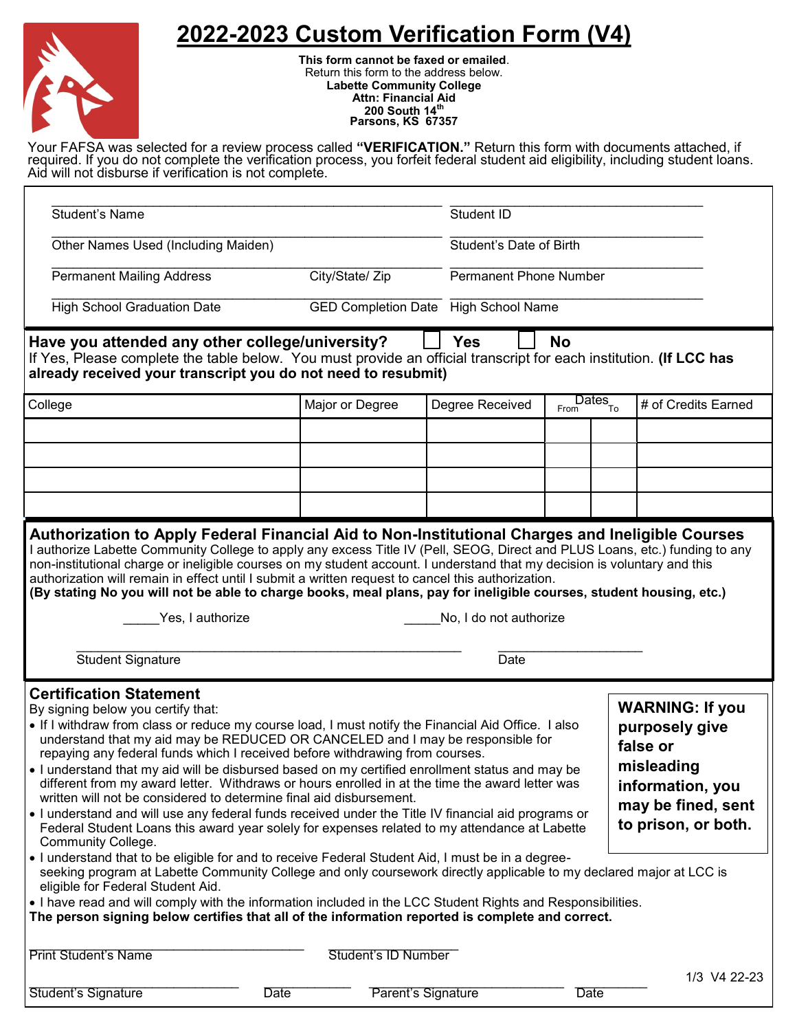# 2022-2023 Custom Verification Form (V4)

**This form cannot be faxed or emailed**.
Return this form to the address below.
**Labette Community College**
**Attn: Financial Aid**
**200 South 14th**
**Parsons, KS 67357**

Your FAFSA was selected for a review process called **"VERIFICATION."** Return this form with documents attached, if required. If you do not complete the verification process, you forfeit federal student aid eligibility, including student loans. Aid will not disburse if verification is not complete.

Student's Name ____________________ Student ID ____________________

Other Names Used (Including Maiden) ____________________ Student's Date of Birth ____________________

Permanent Mailing Address ____________________ City/State/ Zip ____________________ Permanent Phone Number ____________________

High School Graduation Date ____________________ GED Completion Date ____________________ High School Name ____________________

**Have you attended any other college/university?** ☐ **Yes** ☐ **No**

If Yes, Please complete the table below. You must provide an official transcript for each institution. **(If LCC has already received your transcript you do not need to resubmit)**

| College | Major or Degree | Degree Received | Dates From | Dates To | # of Credits Earned |
|---|---|---|---|---|---|
| | | | | | |
| | | | | | |
| | | | | | |
| | | | | | |

**Authorization to Apply Federal Financial Aid to Non-Institutional Charges and Ineligible Courses**

I authorize Labette Community College to apply any excess Title IV (Pell, SEOG, Direct and PLUS Loans, etc.) funding to any non-institutional charge or ineligible courses on my student account. I understand that my decision is voluntary and this authorization will remain in effect until I submit a written request to cancel this authorization.
**(By stating No you will not be able to charge books, meal plans, pay for ineligible courses, student housing, etc.)**

_____Yes, I authorize _____No, I do not authorize

Student Signature ____________________ Date ____________________

**Certification Statement**

By signing below you certify that:

- If I withdraw from class or reduce my course load, I must notify the Financial Aid Office. I also understand that my aid may be REDUCED OR CANCELED and I may be responsible for repaying any federal funds which I received before withdrawing from courses.
- I understand that my aid will be disbursed based on my certified enrollment status and may be different from my award letter. Withdraws or hours enrolled in at the time the award letter was written will not be considered to determine final aid disbursement.
- I understand and will use any federal funds received under the Title IV financial aid programs or Federal Student Loans this award year solely for expenses related to my attendance at Labette Community College.
- I understand that to be eligible for and to receive Federal Student Aid, I must be in a degree-seeking program at Labette Community College and only coursework directly applicable to my declared major at LCC is eligible for Federal Student Aid.
- I have read and will comply with the information included in the LCC Student Rights and Responsibilities.

**WARNING: If you purposely give false or misleading information, you may be fined, sent to prison, or both.**

**The person signing below certifies that all of the information reported is complete and correct.**

Print Student's Name ____________________ Student's ID Number ____________________

Student's Signature ____________________ Date ____________ Parent's Signature ____________________ Date ____________

V4 22-23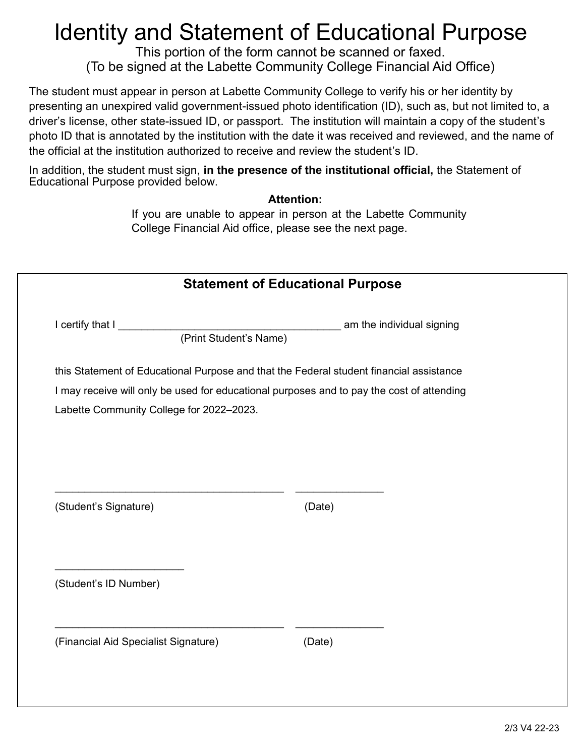# Identity and Statement of Educational Purpose

This portion of the form cannot be scanned or faxed.
(To be signed at the Labette Community College Financial Aid Office)

The student must appear in person at Labette Community College to verify his or her identity by presenting an unexpired valid government-issued photo identification (ID), such as, but not limited to, a driver's license, other state-issued ID, or passport. The institution will maintain a copy of the student's photo ID that is annotated by the institution with the date it was received and reviewed, and the name of the official at the institution authorized to receive and review the student's ID.

In addition, the student must sign, **in the presence of the institutional official,** the Statement of Educational Purpose provided below.

**Attention:**

If you are unable to appear in person at the Labette Community College Financial Aid office, please see the next page.

## Statement of Educational Purpose

I certify that I ______________________________________ am the individual signing
(Print Student's Name)

this Statement of Educational Purpose and that the Federal student financial assistance I may receive will only be used for educational purposes and to pay the cost of attending Labette Community College for 2022–2023.

_______________________________________ _______________
(Student's Signature) (Date)

______________________
(Student's ID Number)

_______________________________________ _______________
(Financial Aid Specialist Signature) (Date)

2/3 V4 22-23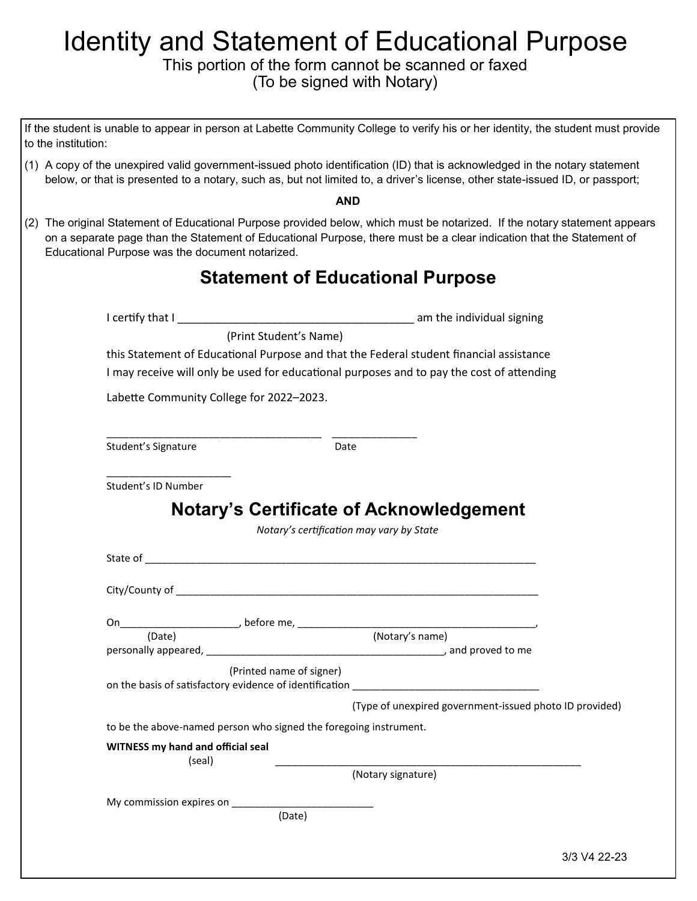# Identity and Statement of Educational Purpose

This portion of the form cannot be scanned or faxed
(To be signed with Notary)

If the student is unable to appear in person at Labette Community College to verify his or her identity, the student must provide to the institution:

(1) A copy of the unexpired valid government-issued photo identification (ID) that is acknowledged in the notary statement below, or that is presented to a notary, such as, but not limited to, a driver's license, other state-issued ID, or passport;

**AND**

(2) The original Statement of Educational Purpose provided below, which must be notarized. If the notary statement appears on a separate page than the Statement of Educational Purpose, there must be a clear indication that the Statement of Educational Purpose was the document notarized.

## Statement of Educational Purpose

I certify that I ______________________________________ am the individual signing
(Print Student's Name)
this Statement of Educational Purpose and that the Federal student financial assistance I may receive will only be used for educational purposes and to pay the cost of attending Labette Community College for 2022–2023.

_____________________________________ ______________
Student's Signature Date

______________________
Student's ID Number

## Notary's Certificate of Acknowledgement

*Notary's certification may vary by State*

State of ____________________________________________________________________

City/County of ______________________________________________________________

On_____________________, before me, ___________________________________________,
(Date) (Notary's name)
personally appeared, __________________________________________, and proved to me
(Printed name of signer)
on the basis of satisfactory evidence of identification _________________________________
(Type of unexpired government-issued photo ID provided)
to be the above-named person who signed the foregoing instrument.

**WITNESS my hand and official seal**
(seal) _______________________________________________________
(Notary signature)

My commission expires on __________________________
(Date)

3/3 V4 22-23